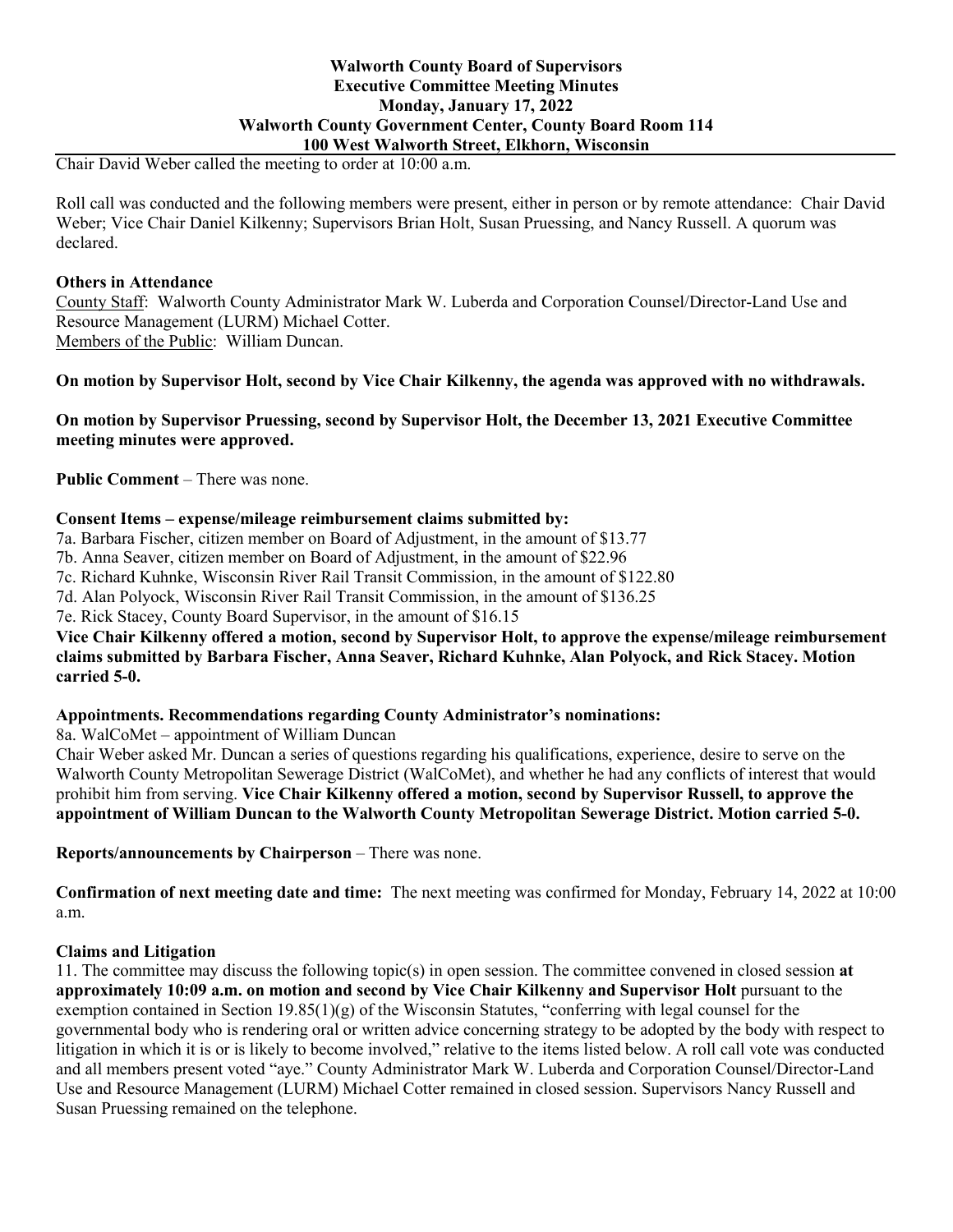**Walworth County Board of Supervisors**
**Executive Committee Meeting Minutes**
**Monday, January 17, 2022**
**Walworth County Government Center, County Board Room 114**
**100 West Walworth Street, Elkhorn, Wisconsin**

Chair David Weber called the meeting to order at 10:00 a.m.

Roll call was conducted and the following members were present, either in person or by remote attendance: Chair David Weber; Vice Chair Daniel Kilkenny; Supervisors Brian Holt, Susan Pruessing, and Nancy Russell. A quorum was declared.

**Others in Attendance**

County Staff: Walworth County Administrator Mark W. Luberda and Corporation Counsel/Director-Land Use and Resource Management (LURM) Michael Cotter.

Members of the Public: William Duncan.

**On motion by Supervisor Holt, second by Vice Chair Kilkenny, the agenda was approved with no withdrawals.**

**On motion by Supervisor Pruessing, second by Supervisor Holt, the December 13, 2021 Executive Committee meeting minutes were approved.**

**Public Comment** – There was none.

**Consent Items – expense/mileage reimbursement claims submitted by:**

7a. Barbara Fischer, citizen member on Board of Adjustment, in the amount of $13.77
7b. Anna Seaver, citizen member on Board of Adjustment, in the amount of $22.96
7c. Richard Kuhnke, Wisconsin River Rail Transit Commission, in the amount of $122.80
7d. Alan Polyock, Wisconsin River Rail Transit Commission, in the amount of $136.25
7e. Rick Stacey, County Board Supervisor, in the amount of $16.15

**Vice Chair Kilkenny offered a motion, second by Supervisor Holt, to approve the expense/mileage reimbursement claims submitted by Barbara Fischer, Anna Seaver, Richard Kuhnke, Alan Polyock, and Rick Stacey. Motion carried 5-0.**

**Appointments. Recommendations regarding County Administrator's nominations:**

8a. WalCoMet – appointment of William Duncan

Chair Weber asked Mr. Duncan a series of questions regarding his qualifications, experience, desire to serve on the Walworth County Metropolitan Sewerage District (WalCoMet), and whether he had any conflicts of interest that would prohibit him from serving. **Vice Chair Kilkenny offered a motion, second by Supervisor Russell, to approve the appointment of William Duncan to the Walworth County Metropolitan Sewerage District. Motion carried 5-0.**

**Reports/announcements by Chairperson** – There was none.

**Confirmation of next meeting date and time:** The next meeting was confirmed for Monday, February 14, 2022 at 10:00 a.m.

**Claims and Litigation**

11. The committee may discuss the following topic(s) in open session. The committee convened in closed session **at approximately 10:09 a.m. on motion and second by Vice Chair Kilkenny and Supervisor Holt** pursuant to the exemption contained in Section 19.85(1)(g) of the Wisconsin Statutes, "conferring with legal counsel for the governmental body who is rendering oral or written advice concerning strategy to be adopted by the body with respect to litigation in which it is or is likely to become involved," relative to the items listed below. A roll call vote was conducted and all members present voted "aye." County Administrator Mark W. Luberda and Corporation Counsel/Director-Land Use and Resource Management (LURM) Michael Cotter remained in closed session. Supervisors Nancy Russell and Susan Pruessing remained on the telephone.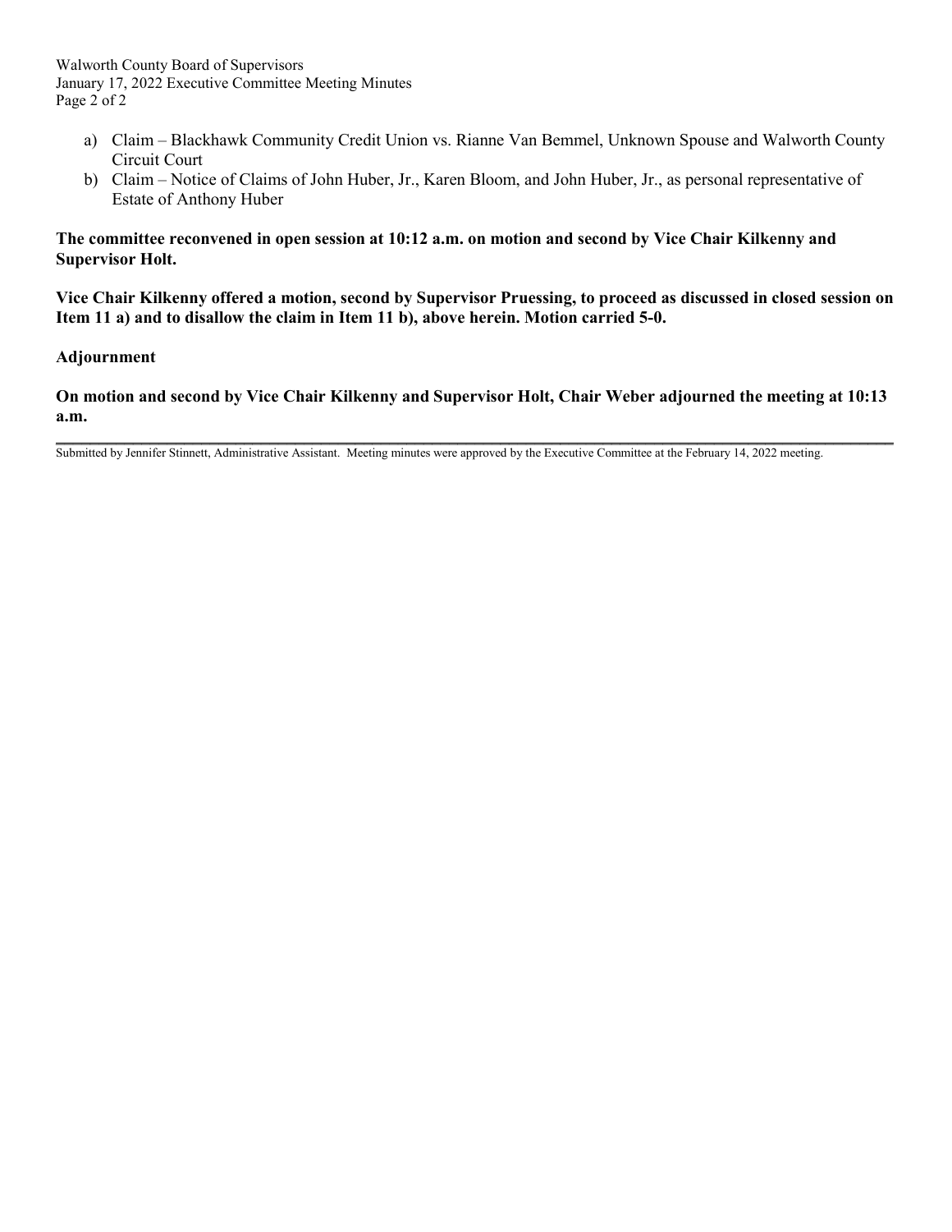a) Claim – Blackhawk Community Credit Union vs. Rianne Van Bemmel, Unknown Spouse and Walworth County Circuit Court
b) Claim – Notice of Claims of John Huber, Jr., Karen Bloom, and John Huber, Jr., as personal representative of Estate of Anthony Huber

**The committee reconvened in open session at 10:12 a.m. on motion and second by Vice Chair Kilkenny and Supervisor Holt.**

**Vice Chair Kilkenny offered a motion, second by Supervisor Pruessing, to proceed as discussed in closed session on Item 11 a) and to disallow the claim in Item 11 b), above herein. Motion carried 5-0.**

**Adjournment**

**On motion and second by Vice Chair Kilkenny and Supervisor Holt, Chair Weber adjourned the meeting at 10:13 a.m.**

---

Submitted by Jennifer Stinnett, Administrative Assistant. Meeting minutes were approved by the Executive Committee at the February 14, 2022 meeting.